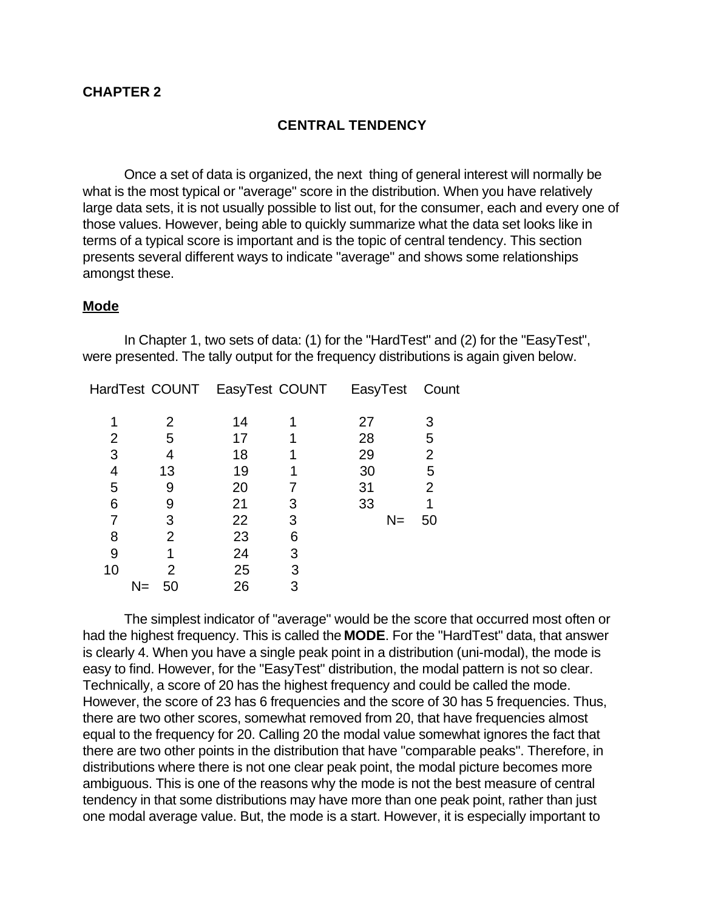# CHAPTER 2

## CENTRAL TENDENCY

Once a set of data is organized, the next thing of general interest will normally be what is the most typical or "average" score in the distribution. When you have relatively large data sets, it is not usually possible to list out, for the consumer, each and every one of those values. However, being able to quickly summarize what the data set looks like in terms of a typical score is important and is the topic of central tendency. This section presents several different ways to indicate "average" and shows some relationships amongst these.

### Mode

In Chapter 1, two sets of data: (1) for the "HardTest" and (2) for the "EasyTest", were presented. The tally output for the frequency distributions is again given below.

| HardTest | COUNT | EasyTest | COUNT | EasyTest | Count |
|---|---|---|---|---|---|
| 1 | 2 | 14 | 1 | 27 | 3 |
| 2 | 5 | 17 | 1 | 28 | 5 |
| 3 | 4 | 18 | 1 | 29 | 2 |
| 4 | 13 | 19 | 1 | 30 | 5 |
| 5 | 9 | 20 | 7 | 31 | 2 |
| 6 | 9 | 21 | 3 | 33 | 1 |
| 7 | 3 | 22 | 3 | N= | 50 |
| 8 | 2 | 23 | 6 | | |
| 9 | 1 | 24 | 3 | | |
| 10 | 2 | 25 | 3 | | |
| N= | 50 | 26 | 3 | | |

The simplest indicator of "average" would be the score that occurred most often or had the highest frequency. This is called the **MODE**. For the "HardTest" data, that answer is clearly 4. When you have a single peak point in a distribution (uni-modal), the mode is easy to find. However, for the "EasyTest" distribution, the modal pattern is not so clear. Technically, a score of 20 has the highest frequency and could be called the mode. However, the score of 23 has 6 frequencies and the score of 30 has 5 frequencies. Thus, there are two other scores, somewhat removed from 20, that have frequencies almost equal to the frequency for 20. Calling 20 the modal value somewhat ignores the fact that there are two other points in the distribution that have "comparable peaks". Therefore, in distributions where there is not one clear peak point, the modal picture becomes more ambiguous. This is one of the reasons why the mode is not the best measure of central tendency in that some distributions may have more than one peak point, rather than just one modal average value. But, the mode is a start. However, it is especially important to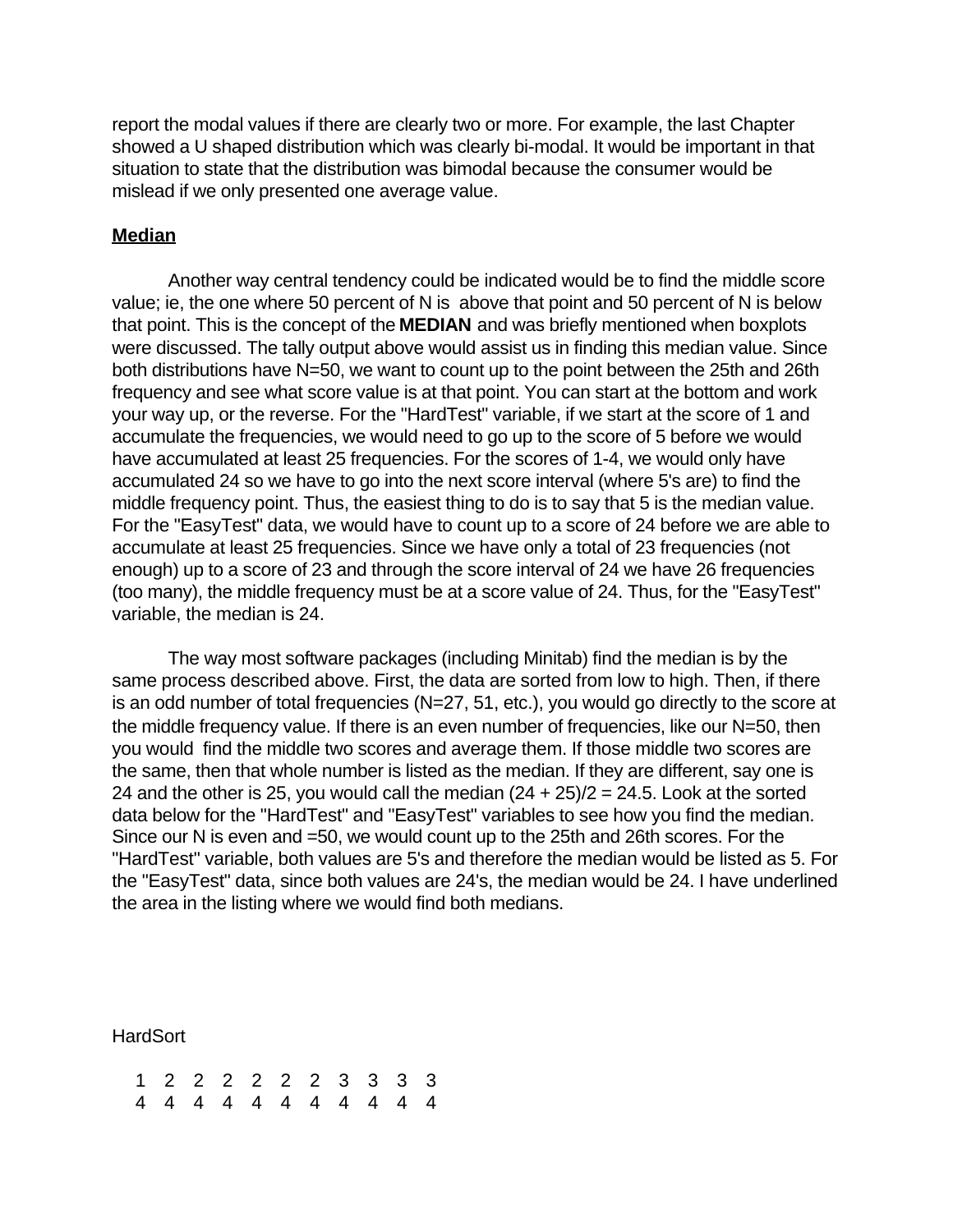report the modal values if there are clearly two or more. For example, the last Chapter showed a U shaped distribution which was clearly bi-modal. It would be important in that situation to state that the distribution was bimodal because the consumer would be mislead if we only presented one average value.

## Median

Another way central tendency could be indicated would be to find the middle score value; ie, the one where 50 percent of N is above that point and 50 percent of N is below that point. This is the concept of the **MEDIAN** and was briefly mentioned when boxplots were discussed. The tally output above would assist us in finding this median value. Since both distributions have N=50, we want to count up to the point between the 25th and 26th frequency and see what score value is at that point. You can start at the bottom and work your way up, or the reverse. For the "HardTest" variable, if we start at the score of 1 and accumulate the frequencies, we would need to go up to the score of 5 before we would have accumulated at least 25 frequencies. For the scores of 1-4, we would only have accumulated 24 so we have to go into the next score interval (where 5's are) to find the middle frequency point. Thus, the easiest thing to do is to say that 5 is the median value. For the "EasyTest" data, we would have to count up to a score of 24 before we are able to accumulate at least 25 frequencies. Since we have only a total of 23 frequencies (not enough) up to a score of 23 and through the score interval of 24 we have 26 frequencies (too many), the middle frequency must be at a score value of 24. Thus, for the "EasyTest" variable, the median is 24.

The way most software packages (including Minitab) find the median is by the same process described above. First, the data are sorted from low to high. Then, if there is an odd number of total frequencies (N=27, 51, etc.), you would go directly to the score at the middle frequency value. If there is an even number of frequencies, like our N=50, then you would find the middle two scores and average them. If those middle two scores are the same, then that whole number is listed as the median. If they are different, say one is 24 and the other is 25, you would call the median (24 + 25)/2 = 24.5. Look at the sorted data below for the "HardTest" and "EasyTest" variables to see how you find the median. Since our N is even and =50, we would count up to the 25th and 26th scores. For the "HardTest" variable, both values are 5's and therefore the median would be listed as 5. For the "EasyTest" data, since both values are 24's, the median would be 24. I have underlined the area in the listing where we would find both medians.

HardSort

```
 1  2  2  2  2  2  2  3  3  3  3
 4  4  4  4  4  4  4  4  4  4  4
```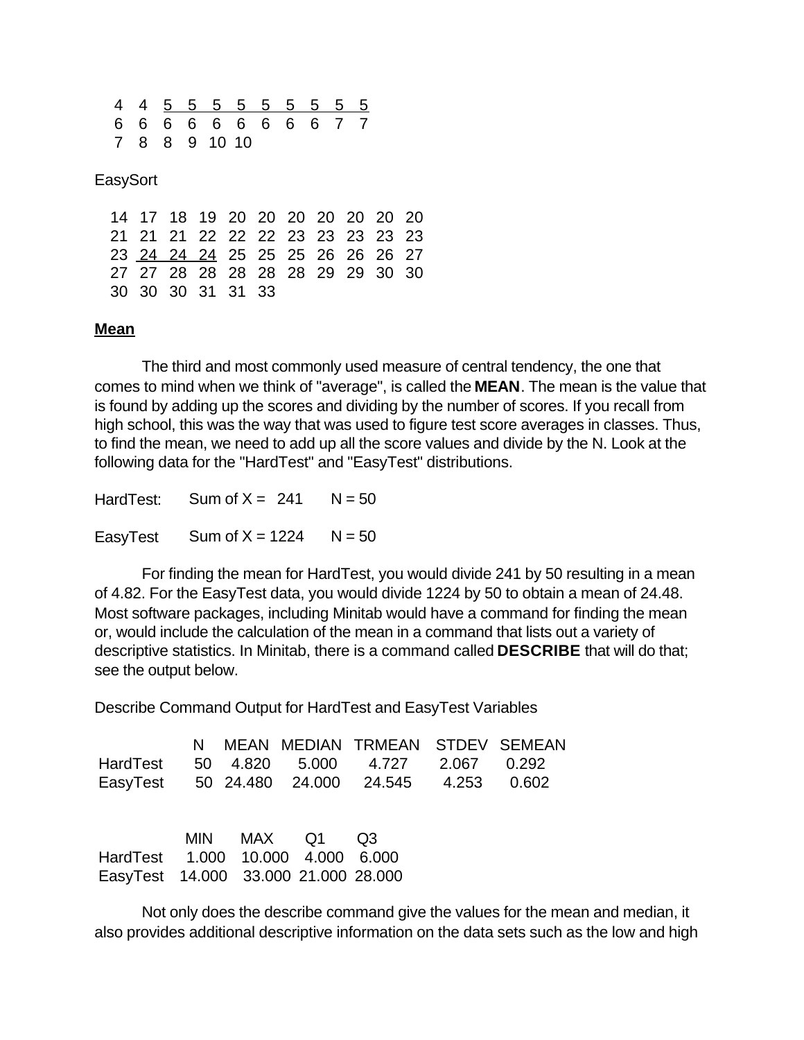```
4  4  5  5  5  5  5  5  5  5  5
6  6  6  6  6  6  6  6  6  7  7
7  8  8  9 10 10
```

EasySort

```
14 17 18 19 20 20 20 20 20 20 20
21 21 21 22 22 22 23 23 23 23 23
23 24 24 24 25 25 25 26 26 26 27
27 27 28 28 28 28 28 29 29 30 30
30 30 30 31 31 33
```

**Mean**

The third and most commonly used measure of central tendency, the one that comes to mind when we think of "average", is called the **MEAN**. The mean is the value that is found by adding up the scores and dividing by the number of scores. If you recall from high school, this was the way that was used to figure test score averages in classes. Thus, to find the mean, we need to add up all the score values and divide by the N. Look at the following data for the "HardTest" and "EasyTest" distributions.

HardTest: Sum of X = 241 N = 50

EasyTest Sum of X = 1224 N = 50

For finding the mean for HardTest, you would divide 241 by 50 resulting in a mean of 4.82. For the EasyTest data, you would divide 1224 by 50 to obtain a mean of 24.48. Most software packages, including Minitab would have a command for finding the mean or, would include the calculation of the mean in a command that lists out a variety of descriptive statistics. In Minitab, there is a command called **DESCRIBE** that will do that; see the output below.

Describe Command Output for HardTest and EasyTest Variables

| | N | MEAN | MEDIAN | TRMEAN | STDEV | SEMEAN |
|---|---|---|---|---|---|---|
| HardTest | 50 | 4.820 | 5.000 | 4.727 | 2.067 | 0.292 |
| EasyTest | 50 | 24.480 | 24.000 | 24.545 | 4.253 | 0.602 |

| | MIN | MAX | Q1 | Q3 |
|---|---|---|---|---|
| HardTest | 1.000 | 10.000 | 4.000 | 6.000 |
| EasyTest | 14.000 | 33.000 | 21.000 | 28.000 |

Not only does the describe command give the values for the mean and median, it also provides additional descriptive information on the data sets such as the low and high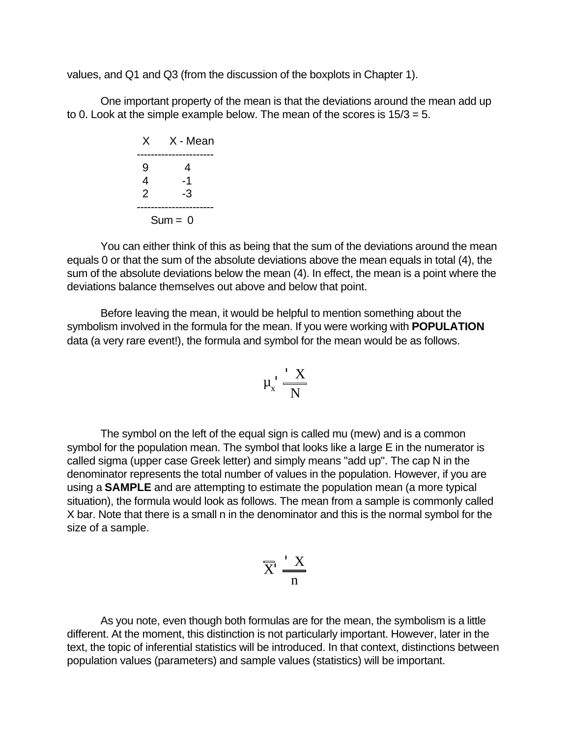values, and Q1 and Q3 (from the discussion of the boxplots in Chapter 1).

One important property of the mean is that the deviations around the mean add up to 0. Look at the simple example below. The mean of the scores is 15/3 = 5.

| X | X - Mean |
|---|---|
| 9 | 4 |
| 4 | -1 |
| 2 | -3 |
| | Sum = 0 |

You can either think of this as being that the sum of the deviations around the mean equals 0 or that the sum of the absolute deviations above the mean equals in total (4), the sum of the absolute deviations below the mean (4). In effect, the mean is a point where the deviations balance themselves out above and below that point.

Before leaving the mean, it would be helpful to mention something about the symbolism involved in the formula for the mean. If you were working with **POPULATION** data (a very rare event!), the formula and symbol for the mean would be as follows.

$$\mu_x = \frac{\sum X}{N}$$

The symbol on the left of the equal sign is called mu (mew) and is a common symbol for the population mean. The symbol that looks like a large E in the numerator is called sigma (upper case Greek letter) and simply means "add up". The cap N in the denominator represents the total number of values in the population. However, if you are using a **SAMPLE** and are attempting to estimate the population mean (a more typical situation), the formula would look as follows. The mean from a sample is commonly called X bar. Note that there is a small n in the denominator and this is the normal symbol for the size of a sample.

$$\bar{X} = \frac{\sum X}{n}$$

As you note, even though both formulas are for the mean, the symbolism is a little different. At the moment, this distinction is not particularly important. However, later in the text, the topic of inferential statistics will be introduced. In that context, distinctions between population values (parameters) and sample values (statistics) will be important.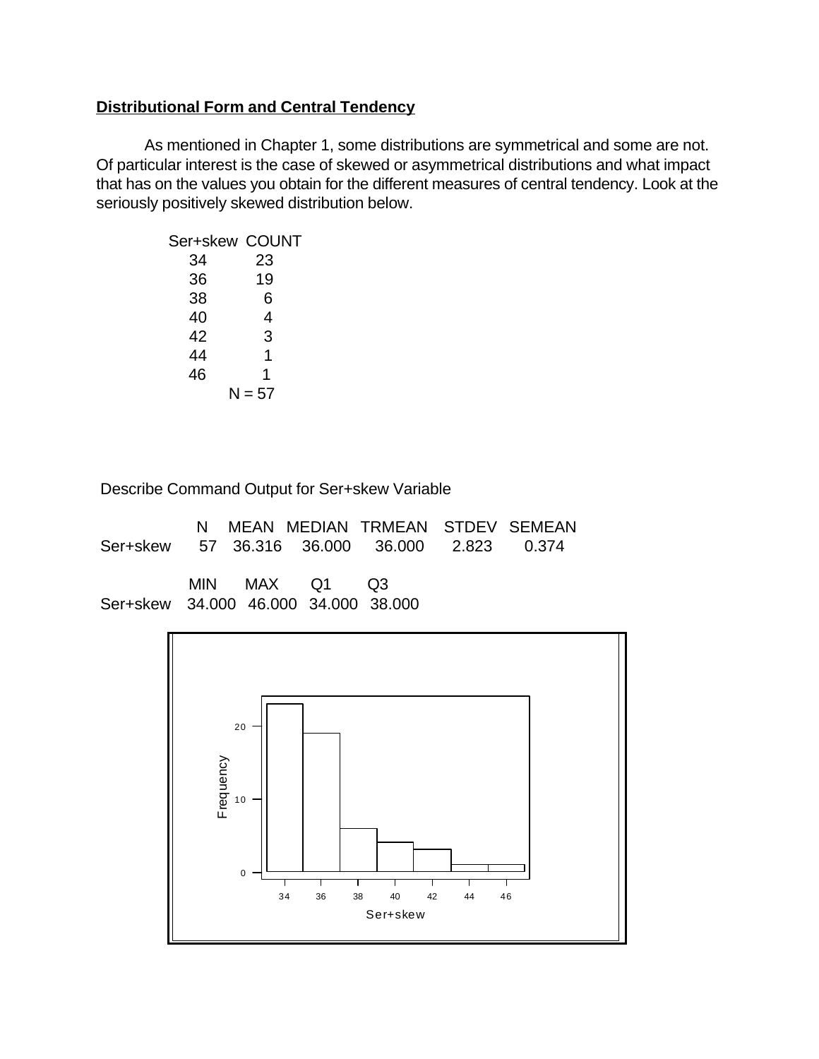**Distributional Form and Central Tendency**

As mentioned in Chapter 1, some distributions are symmetrical and some are not. Of particular interest is the case of skewed or asymmetrical distributions and what impact that has on the values you obtain for the different measures of central tendency. Look at the seriously positively skewed distribution below.

| Ser+skew | COUNT |
|---|---|
| 34 | 23 |
| 36 | 19 |
| 38 | 6 |
| 40 | 4 |
| 42 | 3 |
| 44 | 1 |
| 46 | 1 |
| | N = 57 |

Describe Command Output for Ser+skew Variable

| | N | MEAN | MEDIAN | TRMEAN | STDEV | SEMEAN |
|---|---|---|---|---|---|---|
| Ser+skew | 57 | 36.316 | 36.000 | 36.000 | 2.823 | 0.374 |

| | MIN | MAX | Q1 | Q3 |
|---|---|---|---|---|
| Ser+skew | 34.000 | 46.000 | 34.000 | 38.000 |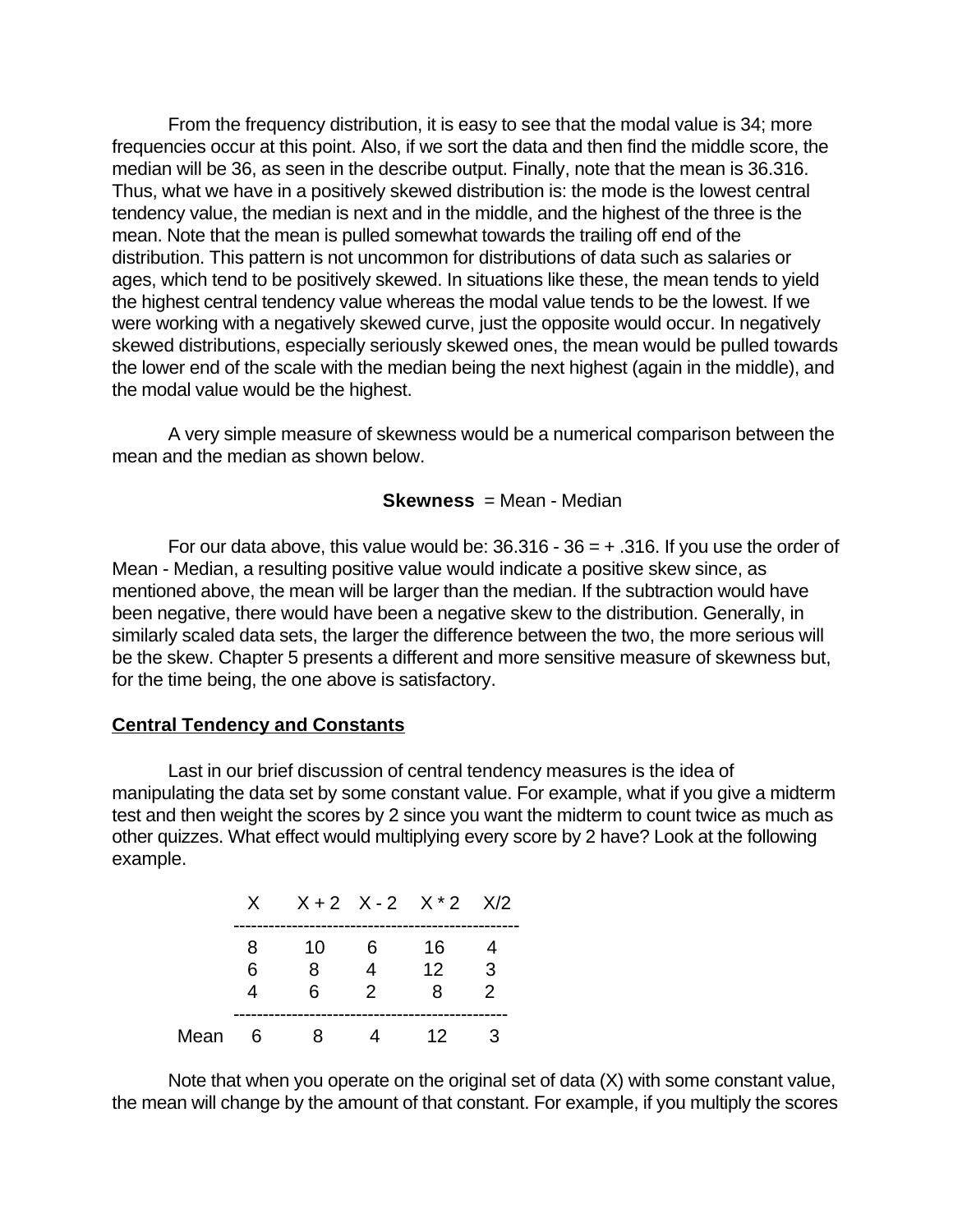From the frequency distribution, it is easy to see that the modal value is 34; more frequencies occur at this point. Also, if we sort the data and then find the middle score, the median will be 36, as seen in the describe output. Finally, note that the mean is 36.316. Thus, what we have in a positively skewed distribution is: the mode is the lowest central tendency value, the median is next and in the middle, and the highest of the three is the mean. Note that the mean is pulled somewhat towards the trailing off end of the distribution. This pattern is not uncommon for distributions of data such as salaries or ages, which tend to be positively skewed. In situations like these, the mean tends to yield the highest central tendency value whereas the modal value tends to be the lowest. If we were working with a negatively skewed curve, just the opposite would occur. In negatively skewed distributions, especially seriously skewed ones, the mean would be pulled towards the lower end of the scale with the median being the next highest (again in the middle), and the modal value would be the highest.

A very simple measure of skewness would be a numerical comparison between the mean and the median as shown below.

**Skewness** = Mean - Median

For our data above, this value would be: 36.316 - 36 = + .316. If you use the order of Mean - Median, a resulting positive value would indicate a positive skew since, as mentioned above, the mean will be larger than the median. If the subtraction would have been negative, there would have been a negative skew to the distribution. Generally, in similarly scaled data sets, the larger the difference between the two, the more serious will be the skew. Chapter 5 presents a different and more sensitive measure of skewness but, for the time being, the one above is satisfactory.

## Central Tendency and Constants

Last in our brief discussion of central tendency measures is the idea of manipulating the data set by some constant value. For example, what if you give a midterm test and then weight the scores by 2 since you want the midterm to count twice as much as other quizzes. What effect would multiplying every score by 2 have? Look at the following example.

| | X | X + 2 | X - 2 | X * 2 | X/2 |
|---|---|---|---|---|---|
| | 8 | 10 | 6 | 16 | 4 |
| | 6 | 8 | 4 | 12 | 3 |
| | 4 | 6 | 2 | 8 | 2 |
| Mean | 6 | 8 | 4 | 12 | 3 |

Note that when you operate on the original set of data (X) with some constant value, the mean will change by the amount of that constant. For example, if you multiply the scores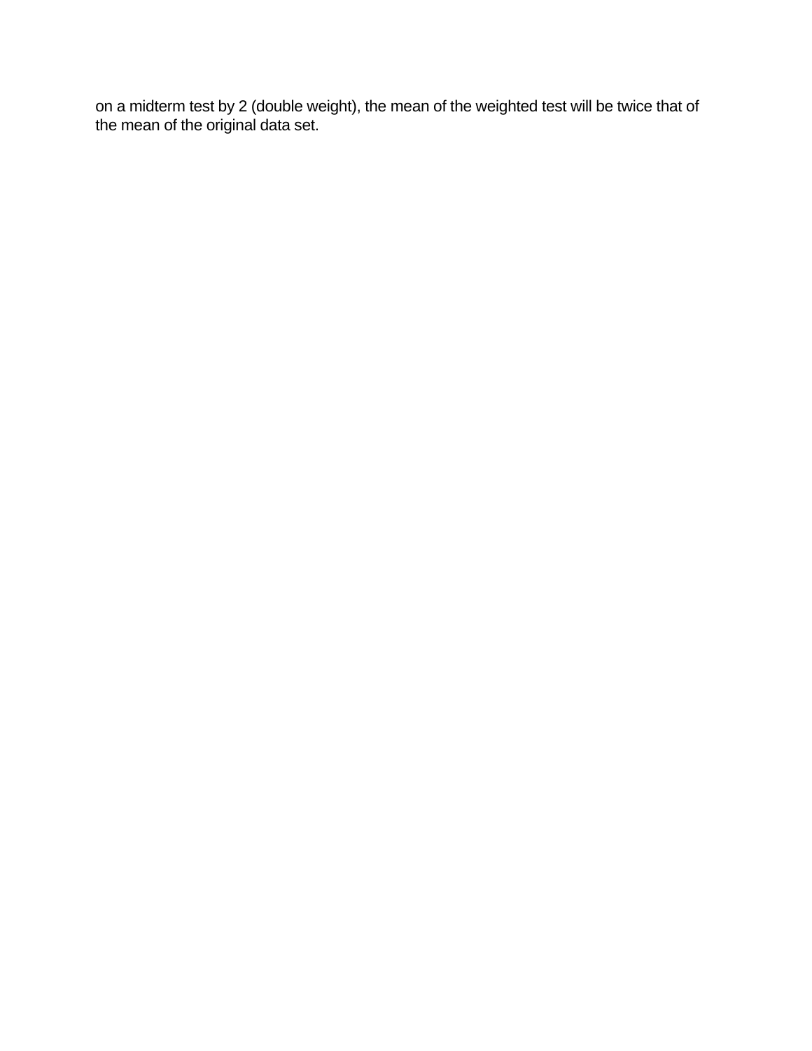on a midterm test by 2 (double weight), the mean of the weighted test will be twice that of the mean of the original data set.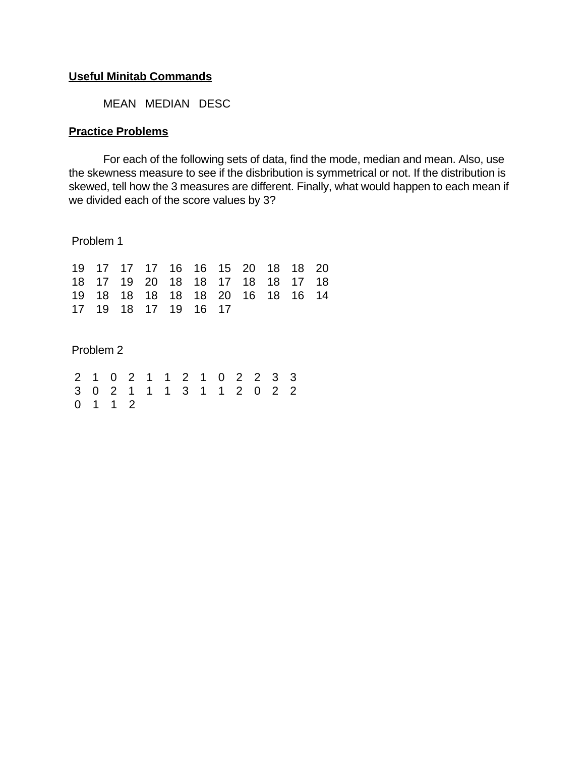**Useful Minitab Commands**

MEAN   MEDIAN   DESC

**Practice Problems**

For each of the following sets of data, find the mode, median and mean. Also, use the skewness measure to see if the disbribution is symmetrical or not. If the distribution is skewed, tell how the 3 measures are different. Finally, what would happen to each mean if we divided each of the score values by 3?

Problem 1

```
19  17  17  17  16  16  15  20  18  18  20
18  17  19  20  18  18  17  18  18  17  18
19  18  18  18  18  18  20  16  18  16  14
17  19  18  17  19  16  17
```

Problem 2

```
2  1  0  2  1  1  2  1  0  2  2  3  3
3  0  2  1  1  1  3  1  1  2  0  2  2
0  1  1  2
```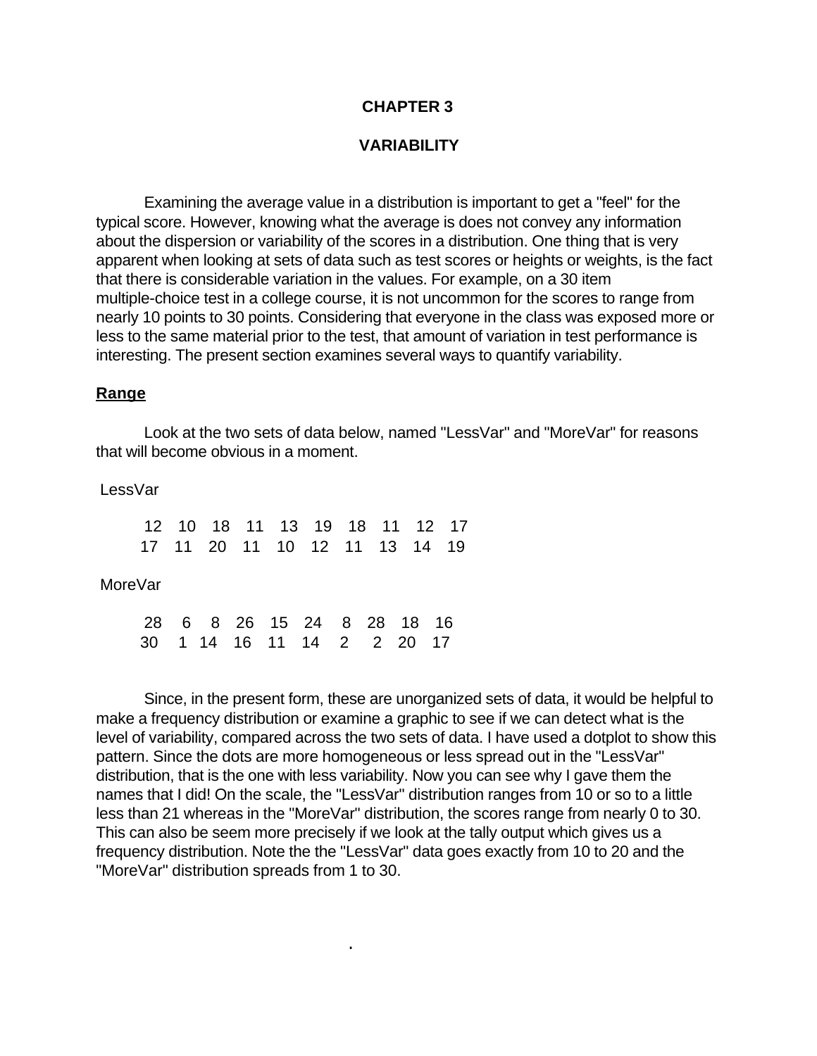**CHAPTER 3**

**VARIABILITY**

Examining the average value in a distribution is important to get a "feel" for the typical score. However, knowing what the average is does not convey any information about the dispersion or variability of the scores in a distribution. One thing that is very apparent when looking at sets of data such as test scores or heights or weights, is the fact that there is considerable variation in the values. For example, on a 30 item multiple-choice test in a college course, it is not uncommon for the scores to range from nearly 10 points to 30 points. Considering that everyone in the class was exposed more or less to the same material prior to the test, that amount of variation in test performance is interesting. The present section examines several ways to quantify variability.

## **Range**

Look at the two sets of data below, named "LessVar" and "MoreVar" for reasons that will become obvious in a moment.

LessVar

```
 12   10   18   11   13   19   18   11   12   17
 17   11   20   11   10   12   11   13   14   19
```

MoreVar

```
 28    6    8   26   15   24    8   28   18   16
 30    1   14   16   11   14    2    2   20   17
```

Since, in the present form, these are unorganized sets of data, it would be helpful to make a frequency distribution or examine a graphic to see if we can detect what is the level of variability, compared across the two sets of data. I have used a dotplot to show this pattern. Since the dots are more homogeneous or less spread out in the "LessVar" distribution, that is the one with less variability. Now you can see why I gave them the names that I did! On the scale, the "LessVar" distribution ranges from 10 or so to a little less than 21 whereas in the "MoreVar" distribution, the scores range from nearly 0 to 30. This can also be seem more precisely if we look at the tally output which gives us a frequency distribution. Note the the "LessVar" data goes exactly from 10 to 20 and the "MoreVar" distribution spreads from 1 to 30.

.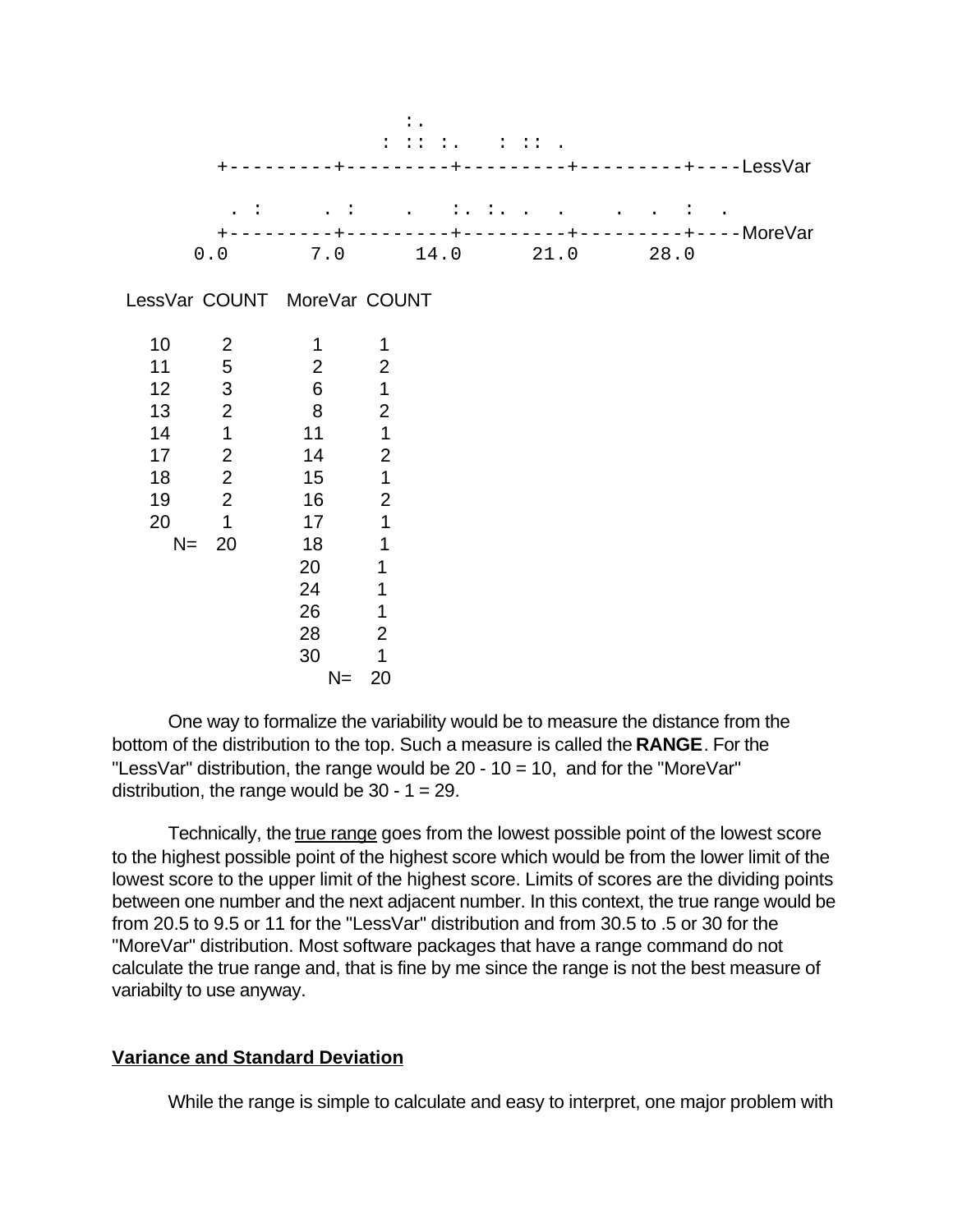```
                    :.
                  : :: :.   : :: .
        +---------+---------+---------+---------+----LessVar

         . :      . :     .    :. :. .   .     .  .  :  .
        +---------+---------+---------+---------+----MoreVar
       0.0       7.0      14.0      21.0      28.0
```

| LessVar | COUNT | MoreVar | COUNT |
|---|---|---|---|
| 10 | 2 | 1 | 1 |
| 11 | 5 | 2 | 2 |
| 12 | 3 | 6 | 1 |
| 13 | 2 | 8 | 2 |
| 14 | 1 | 11 | 1 |
| 17 | 2 | 14 | 2 |
| 18 | 2 | 15 | 1 |
| 19 | 2 | 16 | 2 |
| 20 | 1 | 17 | 1 |
| N= | 20 | 18 | 1 |
| | | 20 | 1 |
| | | 24 | 1 |
| | | 26 | 1 |
| | | 28 | 2 |
| | | 30 | 1 |
| | | N= | 20 |

One way to formalize the variability would be to measure the distance from the bottom of the distribution to the top. Such a measure is called the **RANGE**. For the "LessVar" distribution, the range would be 20 - 10 = 10, and for the "MoreVar" distribution, the range would be 30 - 1 = 29.

Technically, the true range goes from the lowest possible point of the lowest score to the highest possible point of the highest score which would be from the lower limit of the lowest score to the upper limit of the highest score. Limits of scores are the dividing points between one number and the next adjacent number. In this context, the true range would be from 20.5 to 9.5 or 11 for the "LessVar" distribution and from 30.5 to .5 or 30 for the "MoreVar" distribution. Most software packages that have a range command do not calculate the true range and, that is fine by me since the range is not the best measure of variabilty to use anyway.

## Variance and Standard Deviation

While the range is simple to calculate and easy to interpret, one major problem with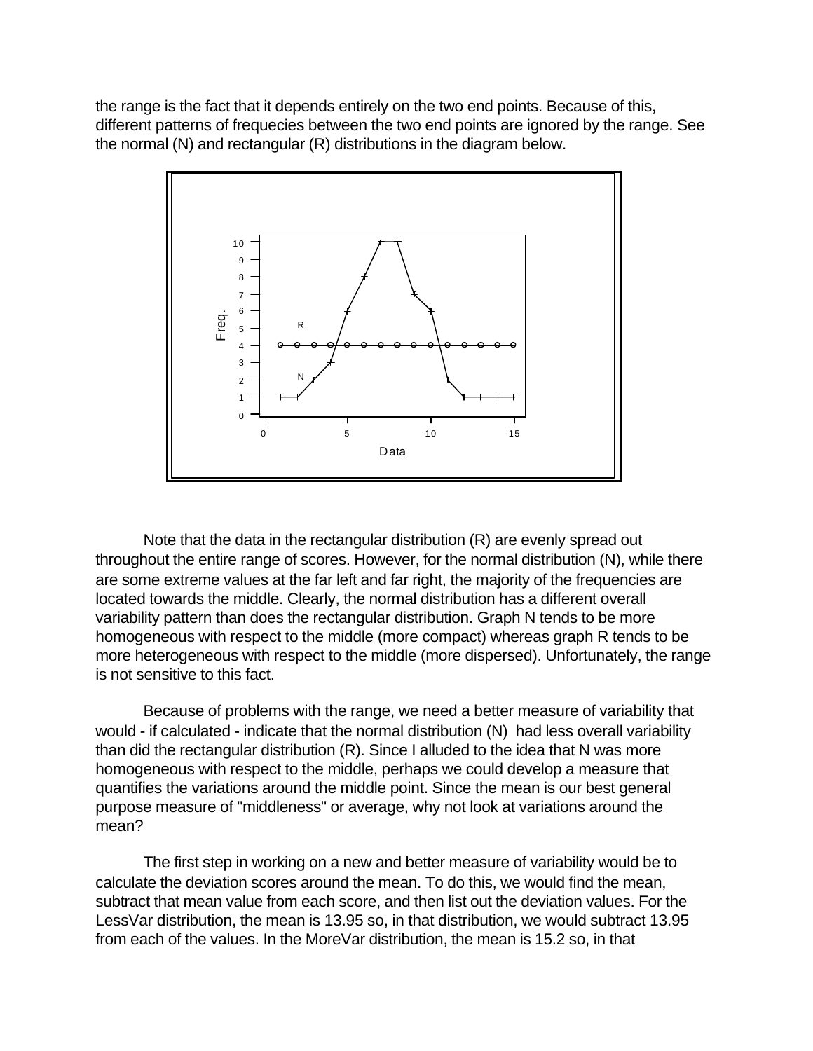the range is the fact that it depends entirely on the two end points. Because of this, different patterns of frequecies between the two end points are ignored by the range. See the normal (N) and rectangular (R) distributions in the diagram below.

Note that the data in the rectangular distribution (R) are evenly spread out throughout the entire range of scores. However, for the normal distribution (N), while there are some extreme values at the far left and far right, the majority of the frequencies are located towards the middle. Clearly, the normal distribution has a different overall variability pattern than does the rectangular distribution. Graph N tends to be more homogeneous with respect to the middle (more compact) whereas graph R tends to be more heterogeneous with respect to the middle (more dispersed). Unfortunately, the range is not sensitive to this fact.

Because of problems with the range, we need a better measure of variability that would - if calculated - indicate that the normal distribution (N) had less overall variability than did the rectangular distribution (R). Since I alluded to the idea that N was more homogeneous with respect to the middle, perhaps we could develop a measure that quantifies the variations around the middle point. Since the mean is our best general purpose measure of "middleness" or average, why not look at variations around the mean?

The first step in working on a new and better measure of variability would be to calculate the deviation scores around the mean. To do this, we would find the mean, subtract that mean value from each score, and then list out the deviation values. For the LessVar distribution, the mean is 13.95 so, in that distribution, we would subtract 13.95 from each of the values. In the MoreVar distribution, the mean is 15.2 so, in that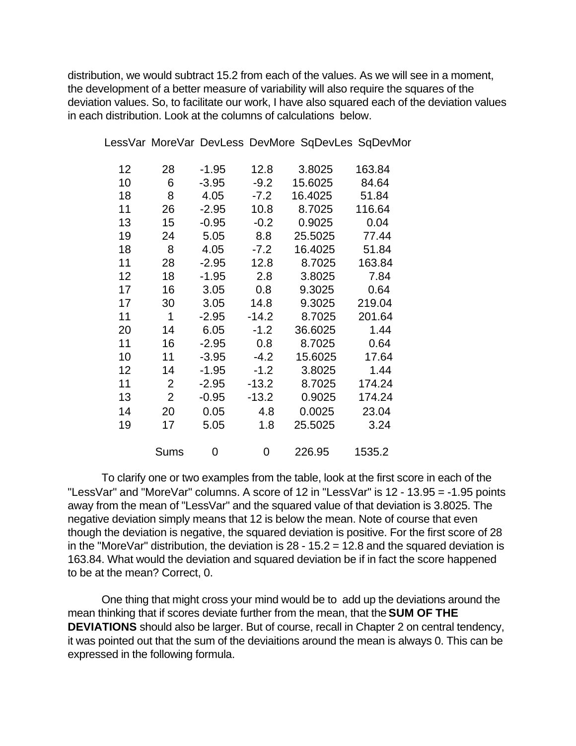distribution, we would subtract 15.2 from each of the values. As we will see in a moment, the development of a better measure of variability will also require the squares of the deviation values. So, to facilitate our work, I have also squared each of the deviation values in each distribution. Look at the columns of calculations below.

| LessVar | MoreVar | DevLess | DevMore | SqDevLes | SqDevMor |
|---|---|---|---|---|---|
| 12 | 28 | -1.95 | 12.8 | 3.8025 | 163.84 |
| 10 | 6 | -3.95 | -9.2 | 15.6025 | 84.64 |
| 18 | 8 | 4.05 | -7.2 | 16.4025 | 51.84 |
| 11 | 26 | -2.95 | 10.8 | 8.7025 | 116.64 |
| 13 | 15 | -0.95 | -0.2 | 0.9025 | 0.04 |
| 19 | 24 | 5.05 | 8.8 | 25.5025 | 77.44 |
| 18 | 8 | 4.05 | -7.2 | 16.4025 | 51.84 |
| 11 | 28 | -2.95 | 12.8 | 8.7025 | 163.84 |
| 12 | 18 | -1.95 | 2.8 | 3.8025 | 7.84 |
| 17 | 16 | 3.05 | 0.8 | 9.3025 | 0.64 |
| 17 | 30 | 3.05 | 14.8 | 9.3025 | 219.04 |
| 11 | 1 | -2.95 | -14.2 | 8.7025 | 201.64 |
| 20 | 14 | 6.05 | -1.2 | 36.6025 | 1.44 |
| 11 | 16 | -2.95 | 0.8 | 8.7025 | 0.64 |
| 10 | 11 | -3.95 | -4.2 | 15.6025 | 17.64 |
| 12 | 14 | -1.95 | -1.2 | 3.8025 | 1.44 |
| 11 | 2 | -2.95 | -13.2 | 8.7025 | 174.24 |
| 13 | 2 | -0.95 | -13.2 | 0.9025 | 174.24 |
| 14 | 20 | 0.05 | 4.8 | 0.0025 | 23.04 |
| 19 | 17 | 5.05 | 1.8 | 25.5025 | 3.24 |
| | Sums | 0 | 0 | 226.95 | 1535.2 |

To clarify one or two examples from the table, look at the first score in each of the "LessVar" and "MoreVar" columns. A score of 12 in "LessVar" is 12 - 13.95 = -1.95 points away from the mean of "LessVar" and the squared value of that deviation is 3.8025. The negative deviation simply means that 12 is below the mean. Note of course that even though the deviation is negative, the squared deviation is positive. For the first score of 28 in the "MoreVar" distribution, the deviation is 28 - 15.2 = 12.8 and the squared deviation is 163.84. What would the deviation and squared deviation be if in fact the score happened to be at the mean? Correct, 0.

One thing that might cross your mind would be to add up the deviations around the mean thinking that if scores deviate further from the mean, that the **SUM OF THE DEVIATIONS** should also be larger. But of course, recall in Chapter 2 on central tendency, it was pointed out that the sum of the deviaitions around the mean is always 0. This can be expressed in the following formula.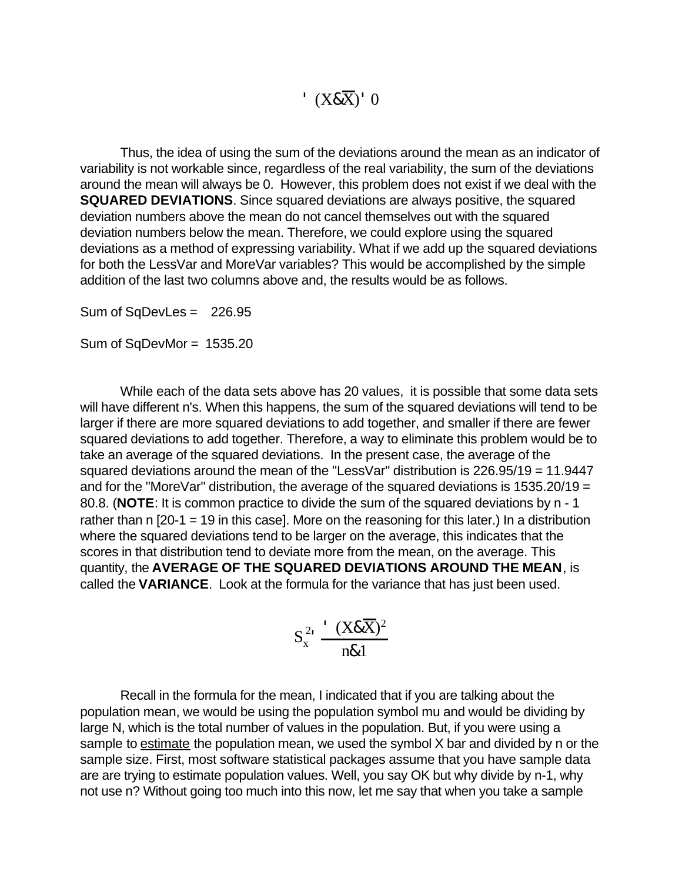$$\sum (X - \bar{X}) = 0$$

Thus, the idea of using the sum of the deviations around the mean as an indicator of variability is not workable since, regardless of the real variability, the sum of the deviations around the mean will always be 0. However, this problem does not exist if we deal with the **SQUARED DEVIATIONS**. Since squared deviations are always positive, the squared deviation numbers above the mean do not cancel themselves out with the squared deviation numbers below the mean. Therefore, we could explore using the squared deviations as a method of expressing variability. What if we add up the squared deviations for both the LessVar and MoreVar variables? This would be accomplished by the simple addition of the last two columns above and, the results would be as follows.

Sum of SqDevLes = 226.95

Sum of SqDevMor = 1535.20

While each of the data sets above has 20 values, it is possible that some data sets will have different n's. When this happens, the sum of the squared deviations will tend to be larger if there are more squared deviations to add together, and smaller if there are fewer squared deviations to add together. Therefore, a way to eliminate this problem would be to take an average of the squared deviations. In the present case, the average of the squared deviations around the mean of the "LessVar" distribution is 226.95/19 = 11.9447 and for the "MoreVar" distribution, the average of the squared deviations is 1535.20/19 = 80.8. (**NOTE**: It is common practice to divide the sum of the squared deviations by n - 1 rather than n [20-1 = 19 in this case]. More on the reasoning for this later.) In a distribution where the squared deviations tend to be larger on the average, this indicates that the scores in that distribution tend to deviate more from the mean, on the average. This quantity, the **AVERAGE OF THE SQUARED DEVIATIONS AROUND THE MEAN**, is called the **VARIANCE**. Look at the formula for the variance that has just been used.

$$S_x^2 = \frac{\sum (X - \bar{X})^2}{n - 1}$$

Recall in the formula for the mean, I indicated that if you are talking about the population mean, we would be using the population symbol mu and would be dividing by large N, which is the total number of values in the population. But, if you were using a sample to <u>estimate</u> the population mean, we used the symbol X bar and divided by n or the sample size. First, most software statistical packages assume that you have sample data are are trying to estimate population values. Well, you say OK but why divide by n-1, why not use n? Without going too much into this now, let me say that when you take a sample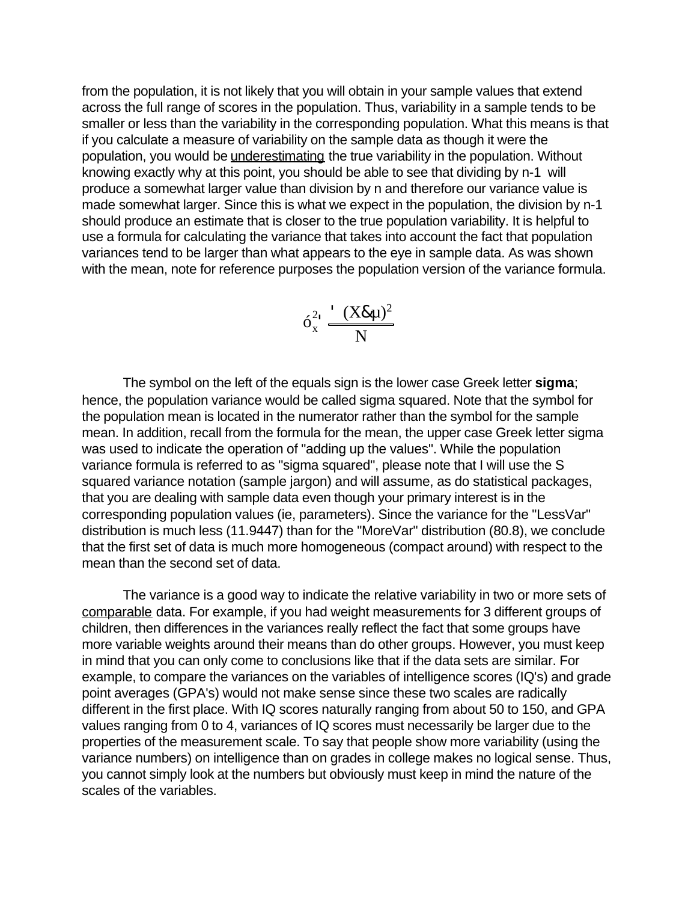from the population, it is not likely that you will obtain in your sample values that extend across the full range of scores in the population. Thus, variability in a sample tends to be smaller or less than the variability in the corresponding population. What this means is that if you calculate a measure of variability on the sample data as though it were the population, you would be underestimating the true variability in the population. Without knowing exactly why at this point, you should be able to see that dividing by n-1 will produce a somewhat larger value than division by n and therefore our variance value is made somewhat larger. Since this is what we expect in the population, the division by n-1 should produce an estimate that is closer to the true population variability. It is helpful to use a formula for calculating the variance that takes into account the fact that population variances tend to be larger than what appears to the eye in sample data. As was shown with the mean, note for reference purposes the population version of the variance formula.

$$\sigma_x^2 = \frac{\sum (X - \mu)^2}{N}$$

The symbol on the left of the equals sign is the lower case Greek letter **sigma**; hence, the population variance would be called sigma squared. Note that the symbol for the population mean is located in the numerator rather than the symbol for the sample mean. In addition, recall from the formula for the mean, the upper case Greek letter sigma was used to indicate the operation of "adding up the values". While the population variance formula is referred to as "sigma squared", please note that I will use the S squared variance notation (sample jargon) and will assume, as do statistical packages, that you are dealing with sample data even though your primary interest is in the corresponding population values (ie, parameters). Since the variance for the "LessVar" distribution is much less (11.9447) than for the "MoreVar" distribution (80.8), we conclude that the first set of data is much more homogeneous (compact around) with respect to the mean than the second set of data.

The variance is a good way to indicate the relative variability in two or more sets of comparable data. For example, if you had weight measurements for 3 different groups of children, then differences in the variances really reflect the fact that some groups have more variable weights around their means than do other groups. However, you must keep in mind that you can only come to conclusions like that if the data sets are similar. For example, to compare the variances on the variables of intelligence scores (IQ's) and grade point averages (GPA's) would not make sense since these two scales are radically different in the first place. With IQ scores naturally ranging from about 50 to 150, and GPA values ranging from 0 to 4, variances of IQ scores must necessarily be larger due to the properties of the measurement scale. To say that people show more variability (using the variance numbers) on intelligence than on grades in college makes no logical sense. Thus, you cannot simply look at the numbers but obviously must keep in mind the nature of the scales of the variables.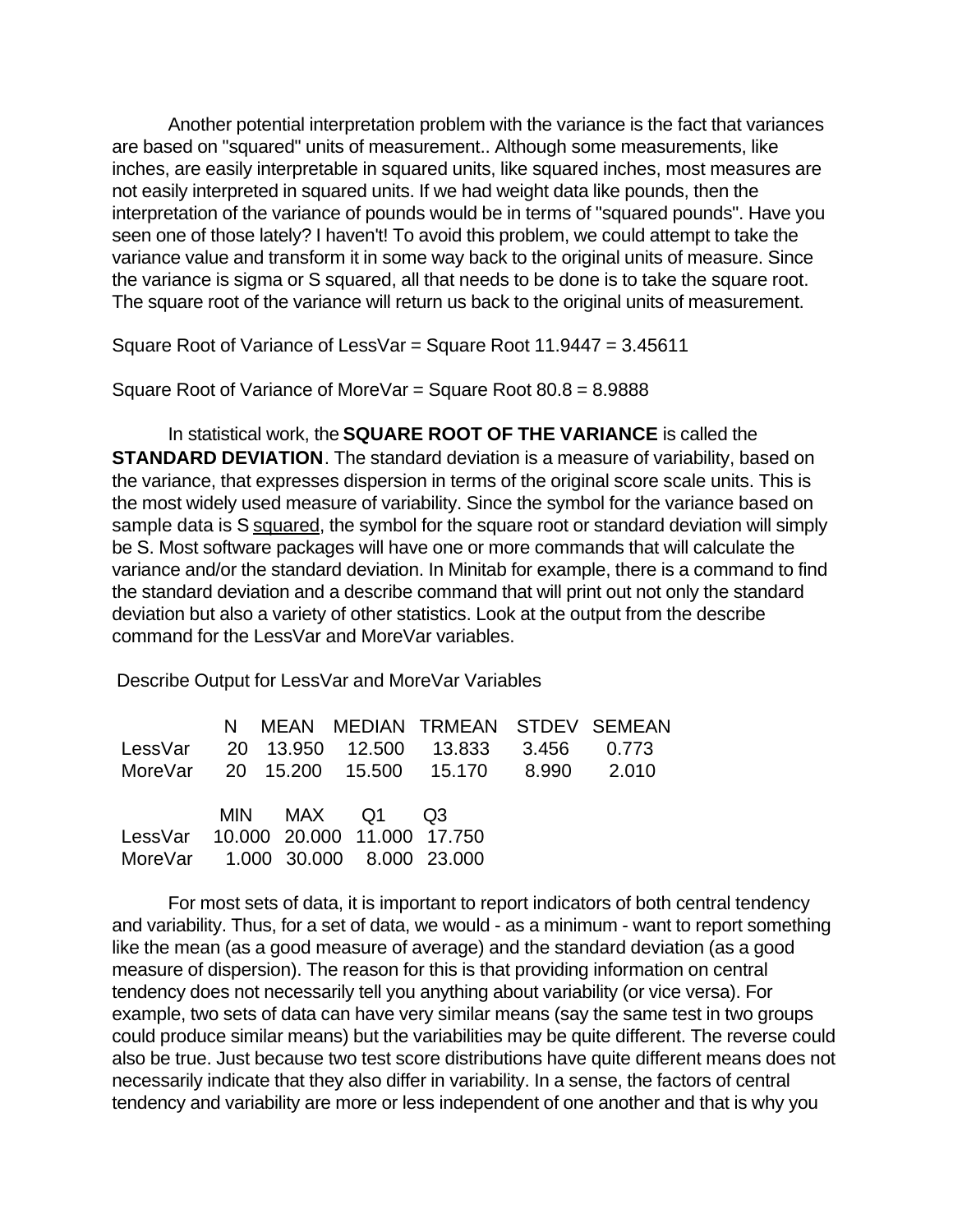Another potential interpretation problem with the variance is the fact that variances are based on "squared" units of measurement.. Although some measurements, like inches, are easily interpretable in squared units, like squared inches, most measures are not easily interpreted in squared units. If we had weight data like pounds, then the interpretation of the variance of pounds would be in terms of "squared pounds". Have you seen one of those lately? I haven't! To avoid this problem, we could attempt to take the variance value and transform it in some way back to the original units of measure. Since the variance is sigma or S squared, all that needs to be done is to take the square root. The square root of the variance will return us back to the original units of measurement.

Square Root of Variance of LessVar = Square Root 11.9447 = 3.45611

Square Root of Variance of MoreVar = Square Root 80.8 = 8.9888

In statistical work, the **SQUARE ROOT OF THE VARIANCE** is called the **STANDARD DEVIATION**. The standard deviation is a measure of variability, based on the variance, that expresses dispersion in terms of the original score scale units. This is the most widely used measure of variability. Since the symbol for the variance based on sample data is S squared, the symbol for the square root or standard deviation will simply be S. Most software packages will have one or more commands that will calculate the variance and/or the standard deviation. In Minitab for example, there is a command to find the standard deviation and a describe command that will print out not only the standard deviation but also a variety of other statistics. Look at the output from the describe command for the LessVar and MoreVar variables.

Describe Output for LessVar and MoreVar Variables

|  | N | MEAN | MEDIAN | TRMEAN | STDEV | SEMEAN |
|---|---|---|---|---|---|---|
| LessVar | 20 | 13.950 | 12.500 | 13.833 | 3.456 | 0.773 |
| MoreVar | 20 | 15.200 | 15.500 | 15.170 | 8.990 | 2.010 |

|  | MIN | MAX | Q1 | Q3 |
|---|---|---|---|---|
| LessVar | 10.000 | 20.000 | 11.000 | 17.750 |
| MoreVar | 1.000 | 30.000 | 8.000 | 23.000 |

For most sets of data, it is important to report indicators of both central tendency and variability. Thus, for a set of data, we would - as a minimum - want to report something like the mean (as a good measure of average) and the standard deviation (as a good measure of dispersion). The reason for this is that providing information on central tendency does not necessarily tell you anything about variability (or vice versa). For example, two sets of data can have very similar means (say the same test in two groups could produce similar means) but the variabilities may be quite different. The reverse could also be true. Just because two test score distributions have quite different means does not necessarily indicate that they also differ in variability. In a sense, the factors of central tendency and variability are more or less independent of one another and that is why you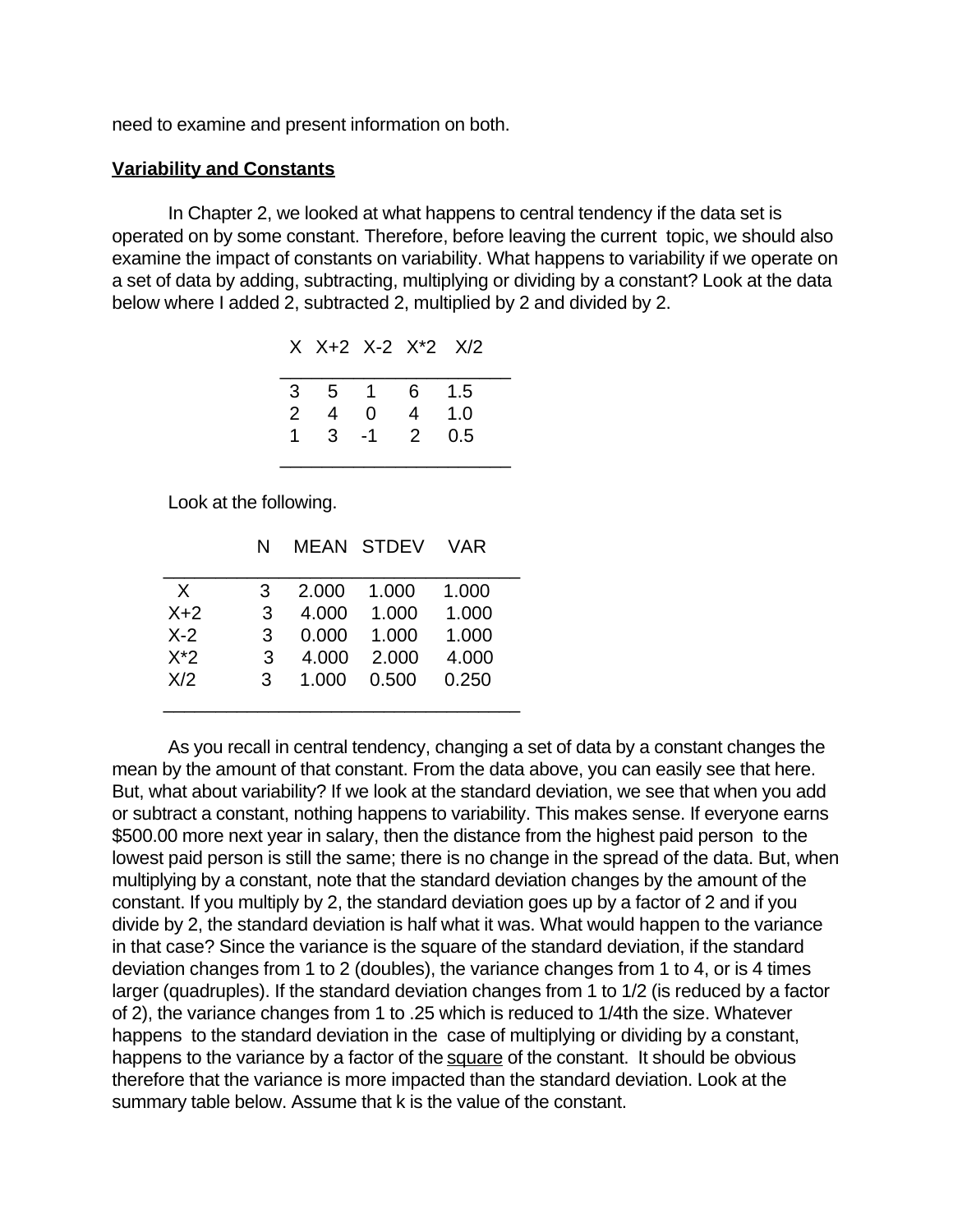need to examine and present information on both.

**Variability and Constants**

In Chapter 2, we looked at what happens to central tendency if the data set is operated on by some constant. Therefore, before leaving the current topic, we should also examine the impact of constants on variability. What happens to variability if we operate on a set of data by adding, subtracting, multiplying or dividing by a constant? Look at the data below where I added 2, subtracted 2, multiplied by 2 and divided by 2.

| X | X+2 | X-2 | X*2 | X/2 |
|---|---|---|---|---|
| 3 | 5 | 1 | 6 | 1.5 |
| 2 | 4 | 0 | 4 | 1.0 |
| 1 | 3 | -1 | 2 | 0.5 |

Look at the following.

| | N | MEAN | STDEV | VAR |
|---|---|---|---|---|
| X | 3 | 2.000 | 1.000 | 1.000 |
| X+2 | 3 | 4.000 | 1.000 | 1.000 |
| X-2 | 3 | 0.000 | 1.000 | 1.000 |
| X*2 | 3 | 4.000 | 2.000 | 4.000 |
| X/2 | 3 | 1.000 | 0.500 | 0.250 |

As you recall in central tendency, changing a set of data by a constant changes the mean by the amount of that constant. From the data above, you can easily see that here. But, what about variability? If we look at the standard deviation, we see that when you add or subtract a constant, nothing happens to variability. This makes sense. If everyone earns $500.00 more next year in salary, then the distance from the highest paid person to the lowest paid person is still the same; there is no change in the spread of the data. But, when multiplying by a constant, note that the standard deviation changes by the amount of the constant. If you multiply by 2, the standard deviation goes up by a factor of 2 and if you divide by 2, the standard deviation is half what it was. What would happen to the variance in that case? Since the variance is the square of the standard deviation, if the standard deviation changes from 1 to 2 (doubles), the variance changes from 1 to 4, or is 4 times larger (quadruples). If the standard deviation changes from 1 to 1/2 (is reduced by a factor of 2), the variance changes from 1 to .25 which is reduced to 1/4th the size. Whatever happens to the standard deviation in the case of multiplying or dividing by a constant, happens to the variance by a factor of the square of the constant. It should be obvious therefore that the variance is more impacted than the standard deviation. Look at the summary table below. Assume that k is the value of the constant.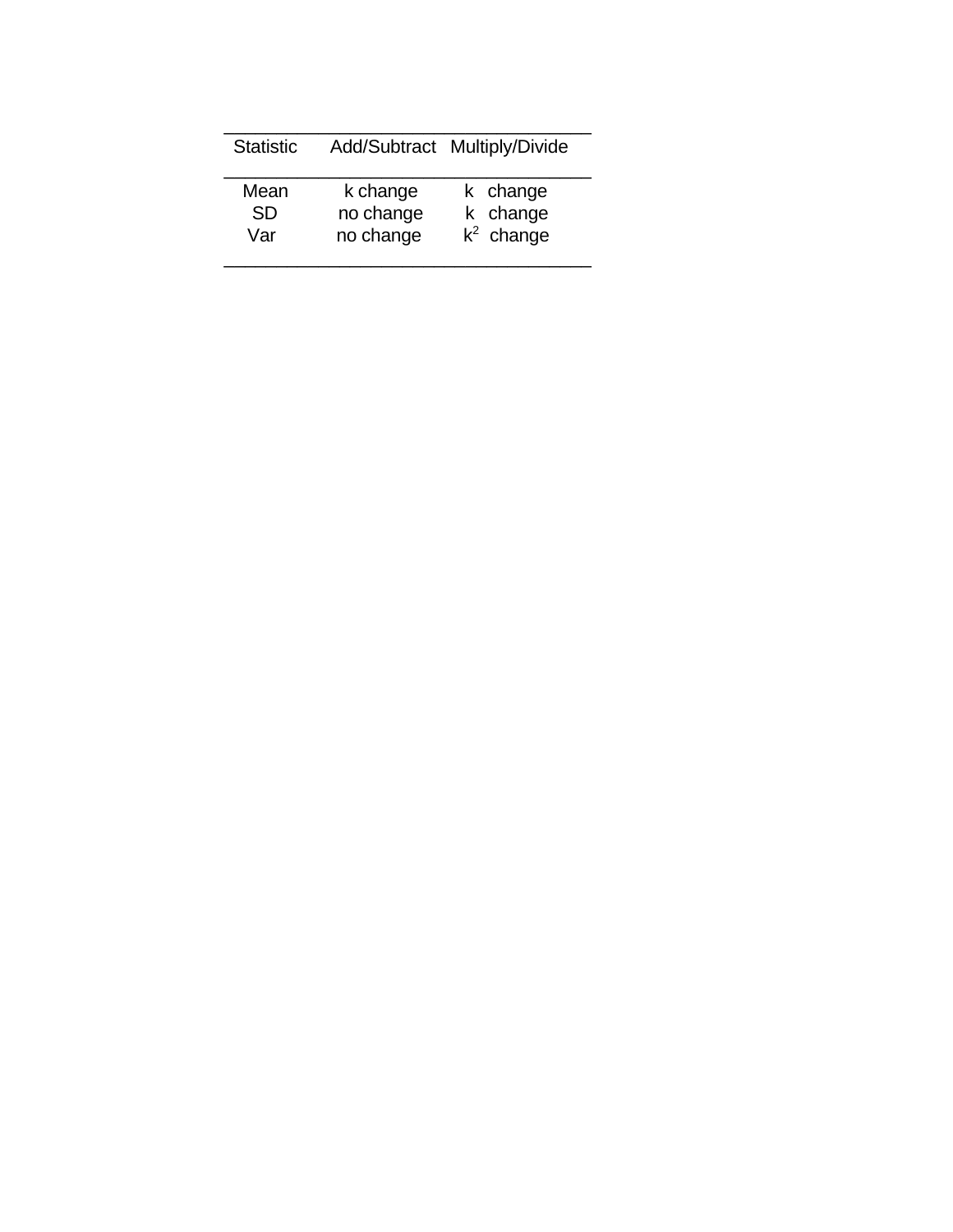| Statistic | Add/Subtract | Multiply/Divide |
|---|---|---|
| Mean | k change | k change |
| SD | no change | k change |
| Var | no change | $k^2$ change |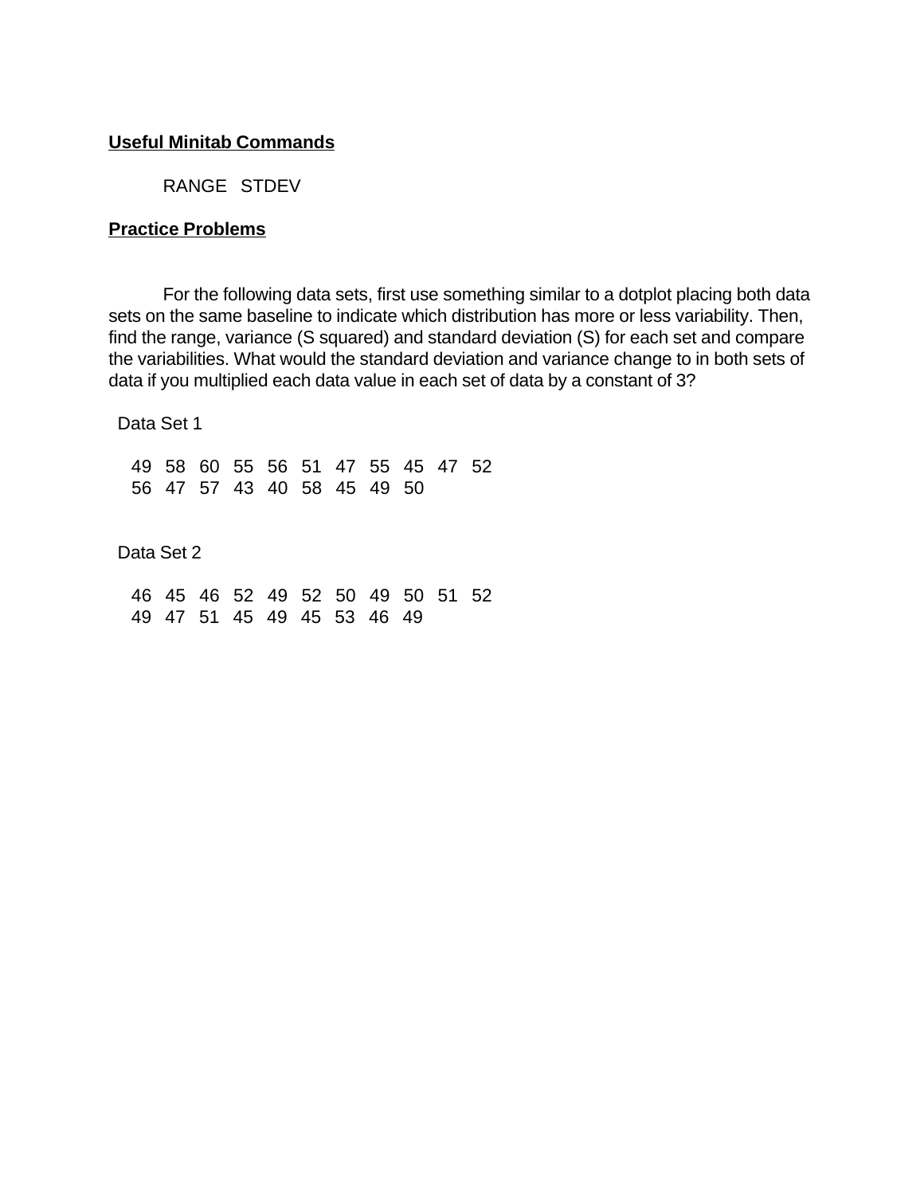**Useful Minitab Commands**

RANGE   STDEV

**Practice Problems**

For the following data sets, first use something similar to a dotplot placing both data sets on the same baseline to indicate which distribution has more or less variability. Then, find the range, variance (S squared) and standard deviation (S) for each set and compare the variabilities. What would the standard deviation and variance change to in both sets of data if you multiplied each data value in each set of data by a constant of 3?

Data Set 1

| | | | | | | | | | | |
|---|---|---|---|---|---|---|---|---|---|---|
| 49 | 58 | 60 | 55 | 56 | 51 | 47 | 55 | 45 | 47 | 52 |
| 56 | 47 | 57 | 43 | 40 | 58 | 45 | 49 | 50 | | |

Data Set 2

| | | | | | | | | | | |
|---|---|---|---|---|---|---|---|---|---|---|
| 46 | 45 | 46 | 52 | 49 | 52 | 50 | 49 | 50 | 51 | 52 |
| 49 | 47 | 51 | 45 | 49 | 45 | 53 | 46 | 49 | | |